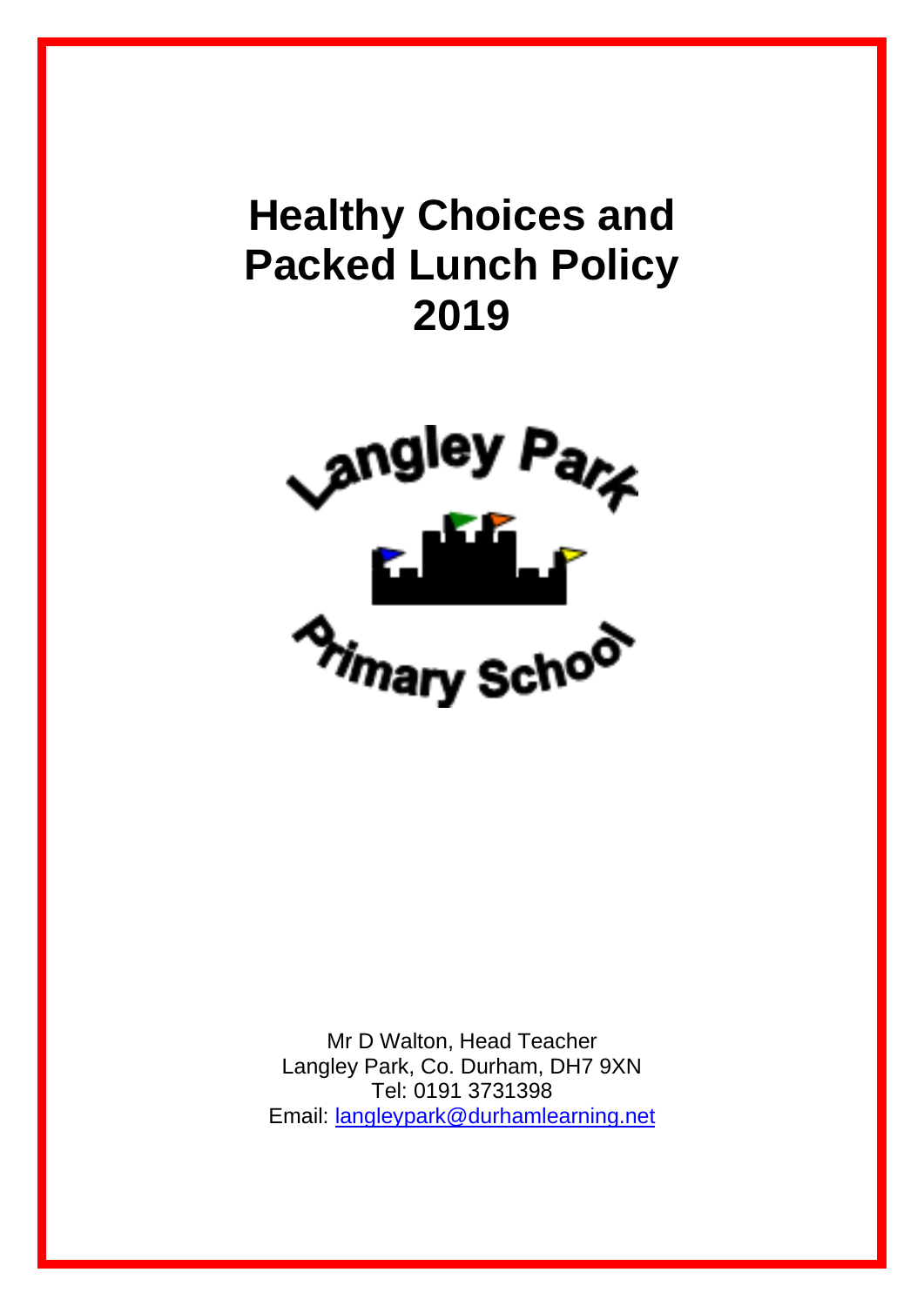# Healthy Choices and Packed Lunch Policy 2019

Langley Park Primary School

Mr D Walton, Head Teacher
Langley Park, Co. Durham, DH7 9XN
Tel: 0191 3731398
Email: [langleypark@durhamlearning.net](mailto:langleypark@durhamlearning.net)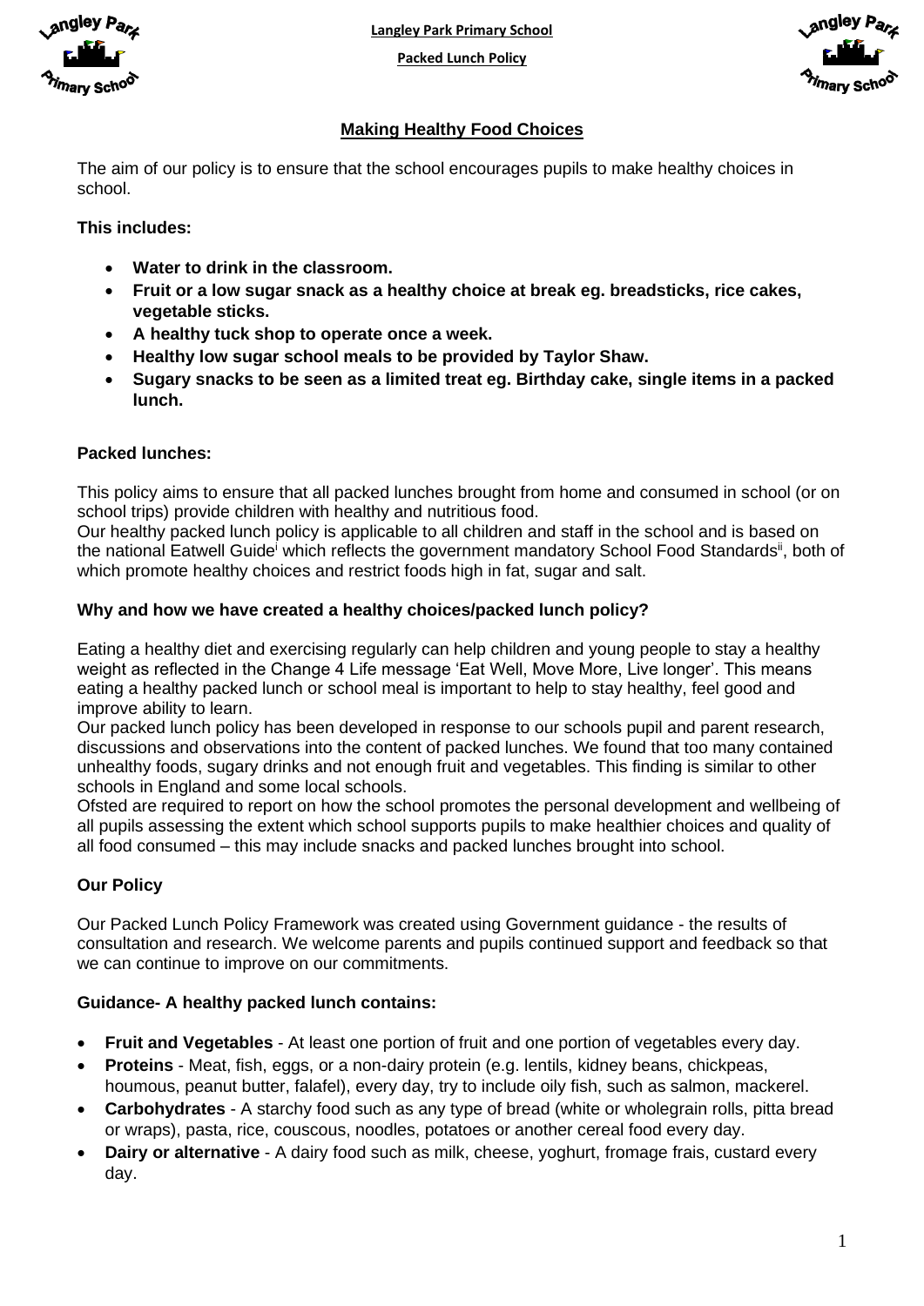## Making Healthy Food Choices

The aim of our policy is to ensure that the school encourages pupils to make healthy choices in school.

**This includes:**

- **Water to drink in the classroom.**
- **Fruit or a low sugar snack as a healthy choice at break eg. breadsticks, rice cakes, vegetable sticks.**
- **A healthy tuck shop to operate once a week.**
- **Healthy low sugar school meals to be provided by Taylor Shaw.**
- **Sugary snacks to be seen as a limited treat eg. Birthday cake, single items in a packed lunch.**

### Packed lunches:

This policy aims to ensure that all packed lunches brought from home and consumed in school (or on school trips) provide children with healthy and nutritious food.

Our healthy packed lunch policy is applicable to all children and staff in the school and is based on the national Eatwell Guide[i] which reflects the government mandatory School Food Standards[ii], both of which promote healthy choices and restrict foods high in fat, sugar and salt.

### Why and how we have created a healthy choices/packed lunch policy?

Eating a healthy diet and exercising regularly can help children and young people to stay a healthy weight as reflected in the Change 4 Life message 'Eat Well, Move More, Live longer'. This means eating a healthy packed lunch or school meal is important to help to stay healthy, feel good and improve ability to learn.

Our packed lunch policy has been developed in response to our schools pupil and parent research, discussions and observations into the content of packed lunches. We found that too many contained unhealthy foods, sugary drinks and not enough fruit and vegetables. This finding is similar to other schools in England and some local schools.

Ofsted are required to report on how the school promotes the personal development and wellbeing of all pupils assessing the extent which school supports pupils to make healthier choices and quality of all food consumed – this may include snacks and packed lunches brought into school.

### Our Policy

Our Packed Lunch Policy Framework was created using Government guidance - the results of consultation and research. We welcome parents and pupils continued support and feedback so that we can continue to improve on our commitments.

### Guidance- A healthy packed lunch contains:

- **Fruit and Vegetables** - At least one portion of fruit and one portion of vegetables every day.
- **Proteins** - Meat, fish, eggs, or a non-dairy protein (e.g. lentils, kidney beans, chickpeas, houmous, peanut butter, falafel), every day, try to include oily fish, such as salmon, mackerel.
- **Carbohydrates** - A starchy food such as any type of bread (white or wholegrain rolls, pitta bread or wraps), pasta, rice, couscous, noodles, potatoes or another cereal food every day.
- **Dairy or alternative** - A dairy food such as milk, cheese, yoghurt, fromage frais, custard every day.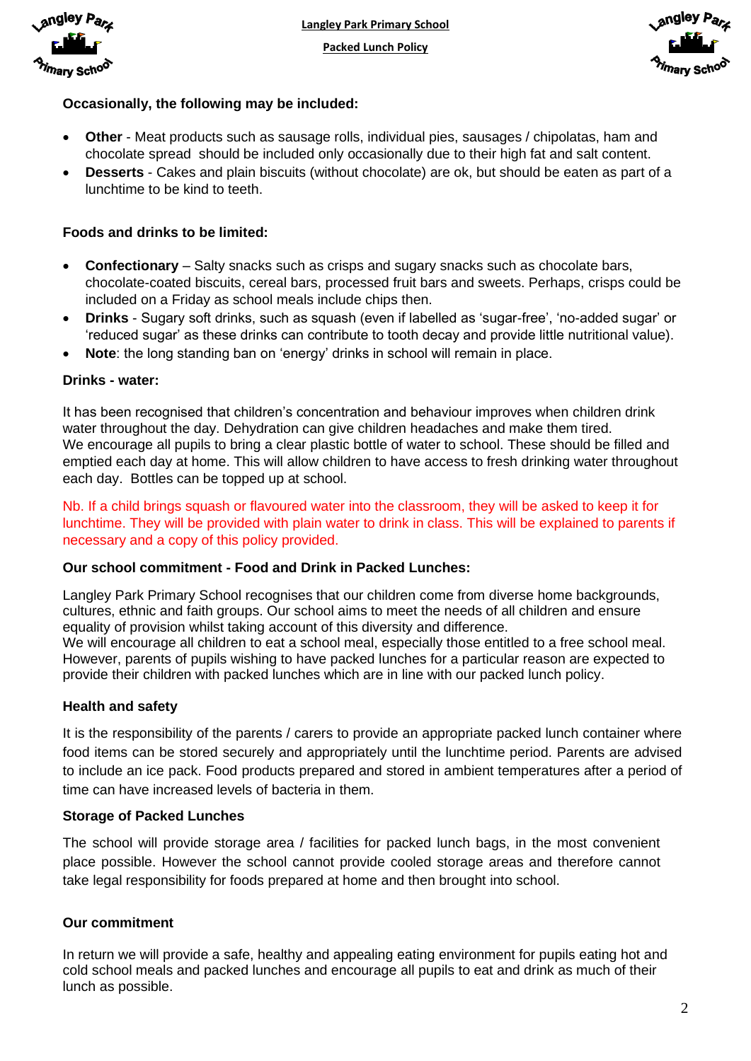**Occasionally, the following may be included:**

- **Other** - Meat products such as sausage rolls, individual pies, sausages / chipolatas, ham and chocolate spread should be included only occasionally due to their high fat and salt content.
- **Desserts** - Cakes and plain biscuits (without chocolate) are ok, but should be eaten as part of a lunchtime to be kind to teeth.

**Foods and drinks to be limited:**

- **Confectionary** – Salty snacks such as crisps and sugary snacks such as chocolate bars, chocolate-coated biscuits, cereal bars, processed fruit bars and sweets. Perhaps, crisps could be included on a Friday as school meals include chips then.
- **Drinks** - Sugary soft drinks, such as squash (even if labelled as 'sugar-free', 'no-added sugar' or 'reduced sugar' as these drinks can contribute to tooth decay and provide little nutritional value).
- **Note**: the long standing ban on 'energy' drinks in school will remain in place.

**Drinks - water:**

It has been recognised that children's concentration and behaviour improves when children drink water throughout the day. Dehydration can give children headaches and make them tired. We encourage all pupils to bring a clear plastic bottle of water to school. These should be filled and emptied each day at home. This will allow children to have access to fresh drinking water throughout each day. Bottles can be topped up at school.

Nb. If a child brings squash or flavoured water into the classroom, they will be asked to keep it for lunchtime. They will be provided with plain water to drink in class. This will be explained to parents if necessary and a copy of this policy provided.

**Our school commitment - Food and Drink in Packed Lunches:**

Langley Park Primary School recognises that our children come from diverse home backgrounds, cultures, ethnic and faith groups. Our school aims to meet the needs of all children and ensure equality of provision whilst taking account of this diversity and difference.
We will encourage all children to eat a school meal, especially those entitled to a free school meal. However, parents of pupils wishing to have packed lunches for a particular reason are expected to provide their children with packed lunches which are in line with our packed lunch policy.

**Health and safety**

It is the responsibility of the parents / carers to provide an appropriate packed lunch container where food items can be stored securely and appropriately until the lunchtime period. Parents are advised to include an ice pack. Food products prepared and stored in ambient temperatures after a period of time can have increased levels of bacteria in them.

**Storage of Packed Lunches**

The school will provide storage area / facilities for packed lunch bags, in the most convenient place possible. However the school cannot provide cooled storage areas and therefore cannot take legal responsibility for foods prepared at home and then brought into school.

**Our commitment**

In return we will provide a safe, healthy and appealing eating environment for pupils eating hot and cold school meals and packed lunches and encourage all pupils to eat and drink as much of their lunch as possible.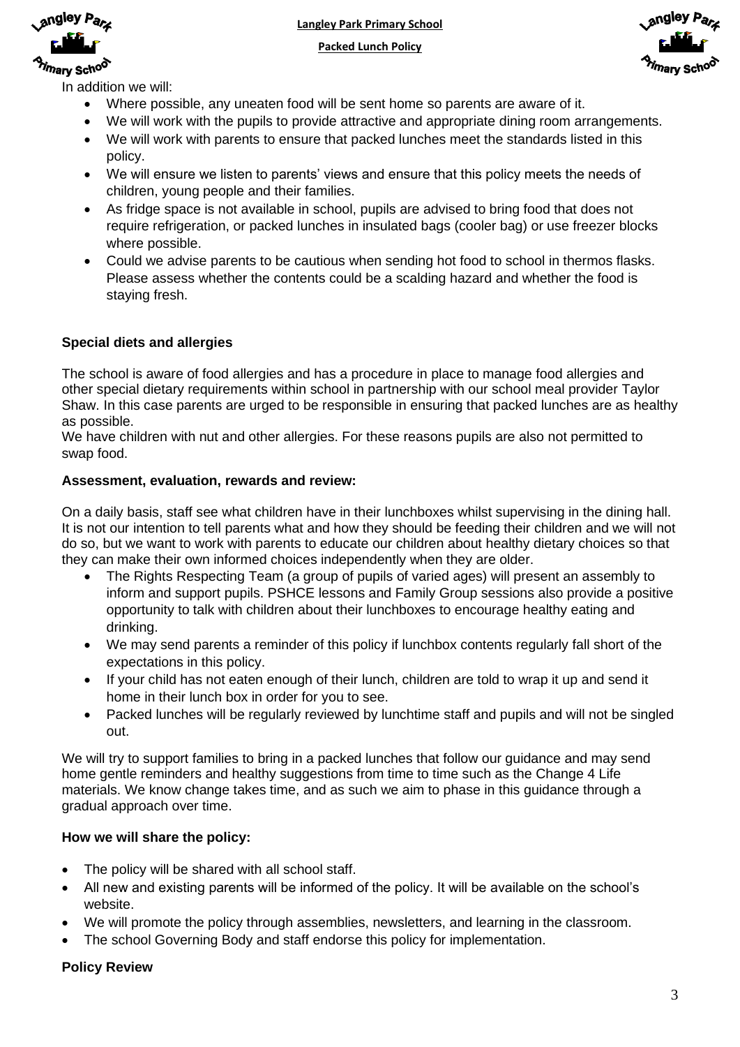In addition we will:

- Where possible, any uneaten food will be sent home so parents are aware of it.
- We will work with the pupils to provide attractive and appropriate dining room arrangements.
- We will work with parents to ensure that packed lunches meet the standards listed in this policy.
- We will ensure we listen to parents' views and ensure that this policy meets the needs of children, young people and their families.
- As fridge space is not available in school, pupils are advised to bring food that does not require refrigeration, or packed lunches in insulated bags (cooler bag) or use freezer blocks where possible.
- Could we advise parents to be cautious when sending hot food to school in thermos flasks. Please assess whether the contents could be a scalding hazard and whether the food is staying fresh.

**Special diets and allergies**

The school is aware of food allergies and has a procedure in place to manage food allergies and other special dietary requirements within school in partnership with our school meal provider Taylor Shaw. In this case parents are urged to be responsible in ensuring that packed lunches are as healthy as possible.
We have children with nut and other allergies. For these reasons pupils are also not permitted to swap food.

**Assessment, evaluation, rewards and review:**

On a daily basis, staff see what children have in their lunchboxes whilst supervising in the dining hall. It is not our intention to tell parents what and how they should be feeding their children and we will not do so, but we want to work with parents to educate our children about healthy dietary choices so that they can make their own informed choices independently when they are older.

- The Rights Respecting Team (a group of pupils of varied ages) will present an assembly to inform and support pupils. PSHCE lessons and Family Group sessions also provide a positive opportunity to talk with children about their lunchboxes to encourage healthy eating and drinking.
- We may send parents a reminder of this policy if lunchbox contents regularly fall short of the expectations in this policy.
- If your child has not eaten enough of their lunch, children are told to wrap it up and send it home in their lunch box in order for you to see.
- Packed lunches will be regularly reviewed by lunchtime staff and pupils and will not be singled out.

We will try to support families to bring in a packed lunches that follow our guidance and may send home gentle reminders and healthy suggestions from time to time such as the Change 4 Life materials. We know change takes time, and as such we aim to phase in this guidance through a gradual approach over time.

**How we will share the policy:**

- The policy will be shared with all school staff.
- All new and existing parents will be informed of the policy. It will be available on the school's website.
- We will promote the policy through assemblies, newsletters, and learning in the classroom.
- The school Governing Body and staff endorse this policy for implementation.

**Policy Review**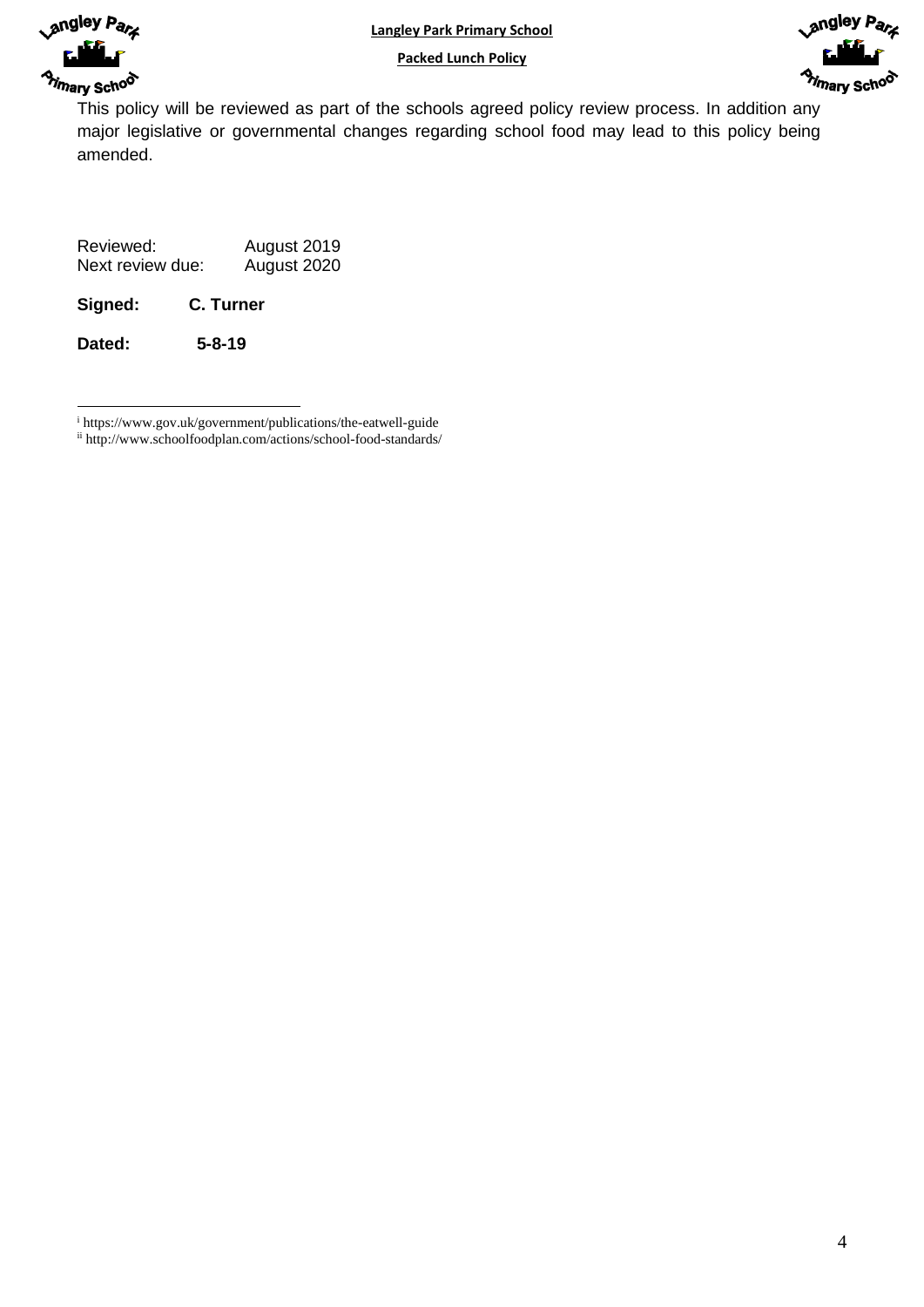This policy will be reviewed as part of the schools agreed policy review process. In addition any major legislative or governmental changes regarding school food may lead to this policy being amended.

Reviewed: August 2019
Next review due: August 2020

**Signed: C. Turner**

**Dated: 5-8-19**

---

[i] https://www.gov.uk/government/publications/the-eatwell-guide
[ii] http://www.schoolfoodplan.com/actions/school-food-standards/